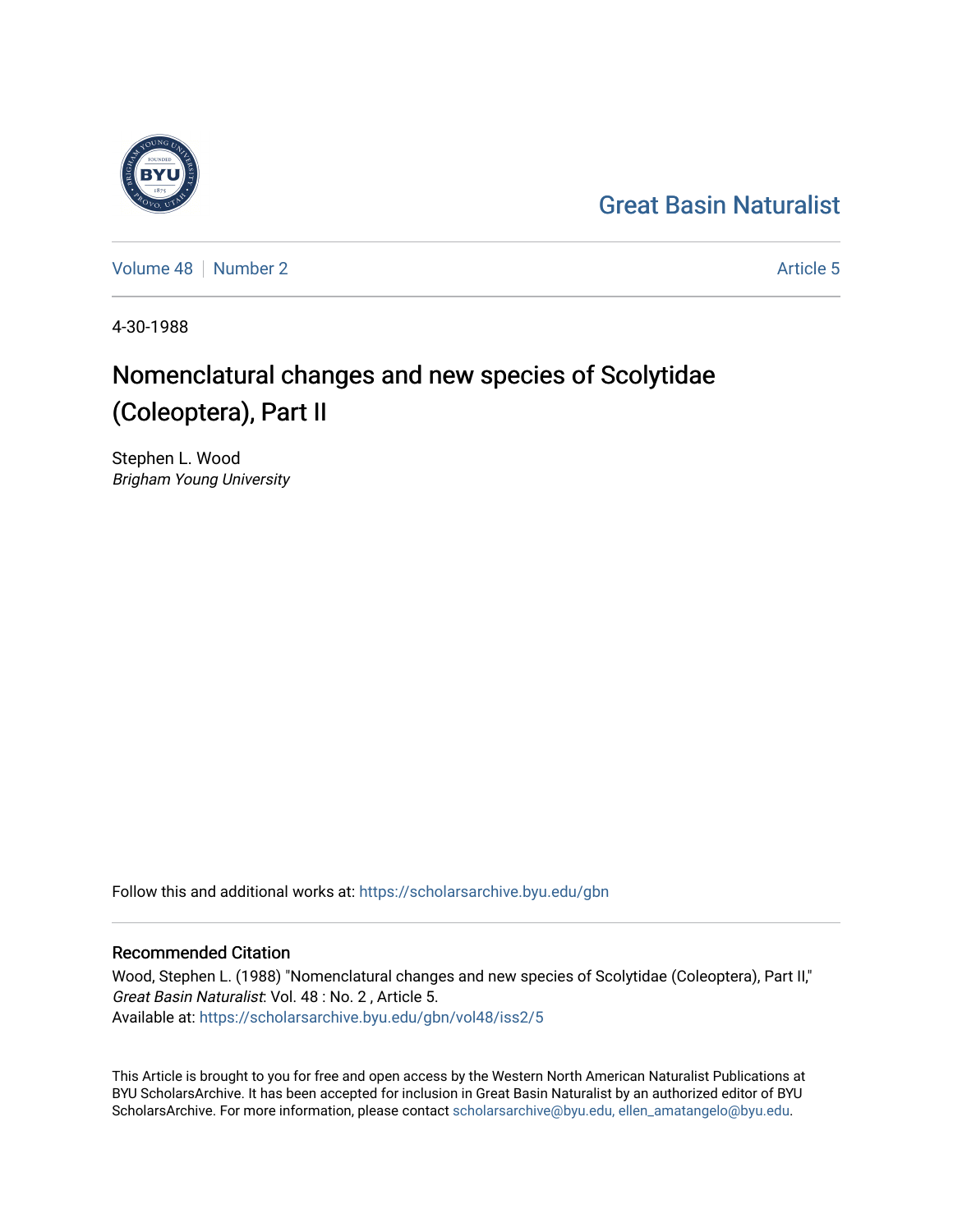Great Basin Naturalist

Volume 48 | Number 2

Article 5

4-30-1988

# Nomenclatural changes and new species of Scolytidae (Coleoptera), Part II

Stephen L. Wood
*Brigham Young University*

Follow this and additional works at: https://scholarsarchive.byu.edu/gbn

## Recommended Citation

Wood, Stephen L. (1988) "Nomenclatural changes and new species of Scolytidae (Coleoptera), Part II," *Great Basin Naturalist*: Vol. 48 : No. 2 , Article 5.
Available at: https://scholarsarchive.byu.edu/gbn/vol48/iss2/5

This Article is brought to you for free and open access by the Western North American Naturalist Publications at BYU ScholarsArchive. It has been accepted for inclusion in Great Basin Naturalist by an authorized editor of BYU ScholarsArchive. For more information, please contact scholarsarchive@byu.edu, ellen_amatangelo@byu.edu.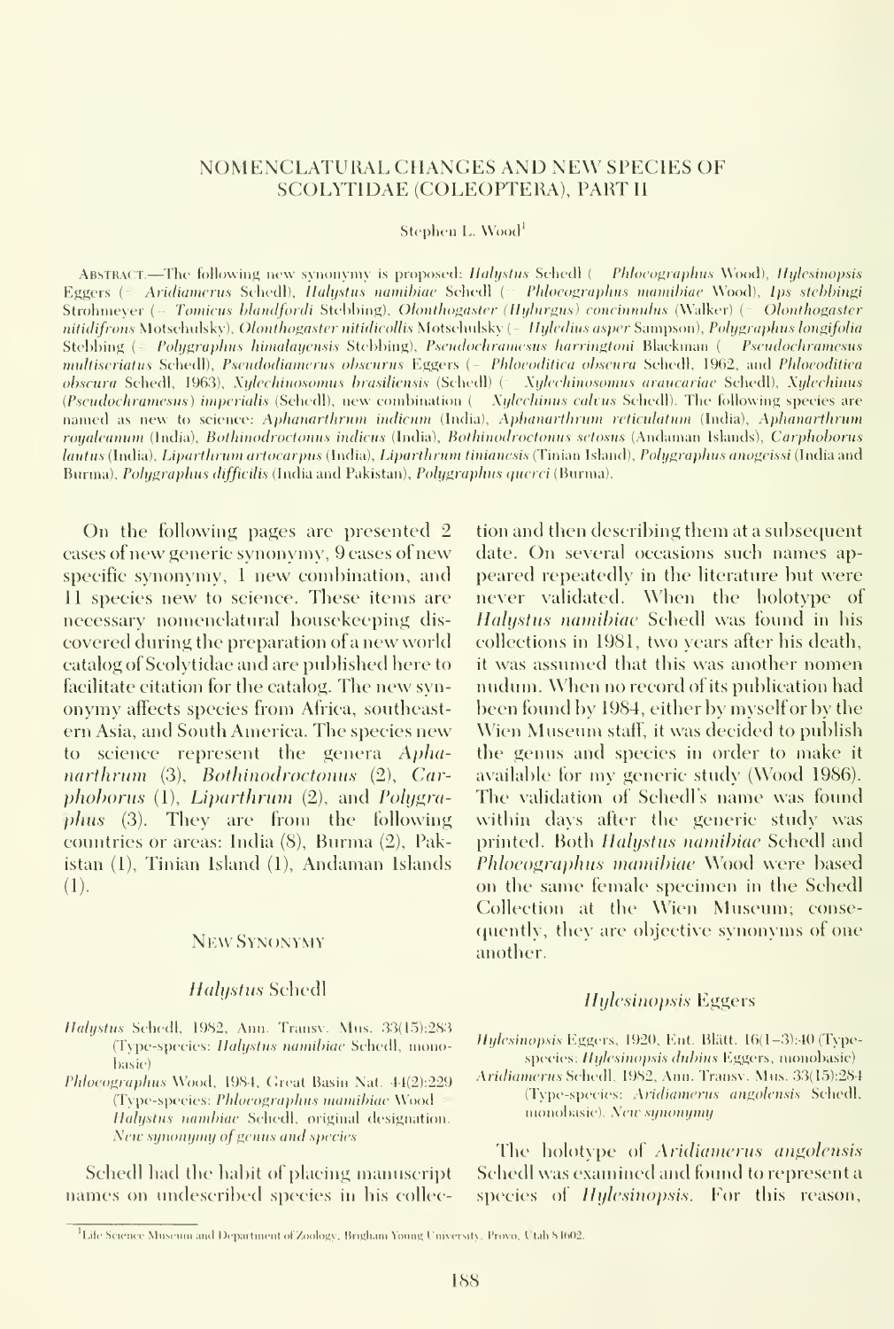# NOMENCLATURAL CHANGES AND NEW SPECIES OF SCOLYTIDAE (COLEOPTERA), PART II

Stephen L. Wood[1]

ABSTRACT.—The following new synonymy is proposed: *Halystus* Schedl (= *Phloeographus* Wood), *Hylesinopsis* Eggers (= *Aridiamerus* Schedl), *Halystus namibiae* Schedl (= *Phloeographus mamibiae* Wood), *Ips stebbingi* Strohmeyer (= *Tomicus blandfordi* Stebbing), *Olonthogaster (Hyhurgus) concinnulus* (Walker) (= *Olonthogaster nitidifrons* Motschulsky), *Olonthogaster nitidicollis* Motschulsky (= *Hyledius asper* Sampson), *Polygraphus longifolia* Stebbing (= *Polygraphus himalayensis* Stebbing), *Pseudochramesus harringtoni* Blackman (= *Pseudochramesus multiseriatus* Schedl), *Pseudodiamerus obscurus* Eggers (= *Phloeoditica obscura* Schedl, 1962, and *Phloeoditica obscura* Schedl, 1963), *Xylechinosomus brasiliensis* (Schedl) (= *Xylechinosomus araucariae* Schedl), *Xylechinus (Pseudochramesus) imperialis* (Schedl), new combination (= *Xylechinus calvus* Schedl). The following species are named as new to science: *Aphanarthrum indicum* (India), *Aphanarthrum reticulatum* (India), *Aphanarthrum royaleanum* (India), *Bothinodroctonus indicus* (India), *Bothinodroctonus setosus* (Andaman Islands), *Carphoborus lautus* (India), *Liparthrum artocarpus* (India), *Liparthrum tinianesis* (Tinian Island), *Polygraphus anogeissi* (India and Burma), *Polygraphus difficilis* (India and Pakistan), *Polygraphus querci* (Burma).

On the following pages are presented 2 cases of new generic synonymy, 9 cases of new specific synonymy, 1 new combination, and 11 species new to science. These items are necessary nomenclatural housekeeping discovered during the preparation of a new world catalog of Scolytidae and are published here to facilitate citation for the catalog. The new synonymy affects species from Africa, southeastern Asia, and South America. The species new to science represent the genera *Aphanarthrum* (3), *Bothinodroctonus* (2), *Carphoborus* (1), *Liparthrum* (2), and *Polygraphus* (3). They are from the following countries or areas: India (8), Burma (2), Pakistan (1), Tinian Island (1), Andaman Islands (1).

## NEW SYNONYMY

### *Halystus* Schedl

*Halystus* Schedl, 1982, Ann. Transv. Mus. 33(15):283 (Type-species: *Halystus namibiae* Schedl, monobasic)

*Phloeographus* Wood, 1984, Great Basin Nat. 44(2):229 (Type-species: *Phloeographus mamibiae* Wood = *Halystus nambiae* Schedl, original designation. *New synonymy of genus and species*

Schedl had the habit of placing manuscript names on undescribed species in his collection and then describing them at a subsequent date. On several occasions such names appeared repeatedly in the literature but were never validated. When the holotype of *Halystus namibiae* Schedl was found in his collections in 1981, two years after his death, it was assumed that this was another nomen nudum. When no record of its publication had been found by 1984, either by myself or by the Wien Museum staff, it was decided to publish the genus and species in order to make it available for my generic study (Wood 1986). The validation of Schedl's name was found within days after the generic study was printed. Both *Halystus namibiae* Schedl and *Phloeographus mamibiae* Wood were based on the same female specimen in the Schedl Collection at the Wien Museum; consequently, they are objective synonyms of one another.

### *Hylesinopsis* Eggers

*Hylesinopsis* Eggers, 1920, Ent. Blätt. 16(1–3):40 (Type-species: *Hylesinopsis dubius* Eggers, monobasic)

*Aridiamerus* Schedl, 1982, Ann. Transv. Mus. 33(15):284 (Type-species: *Aridiamerus angolensis* Schedl, monobasic). *New synonymy*

The holotype of *Aridiamerus angolensis* Schedl was examined and found to represent a species of *Hylesinopsis*. For this reason,

[1]Life Science Museum and Department of Zoology, Brigham Young University, Provo, Utah 84602.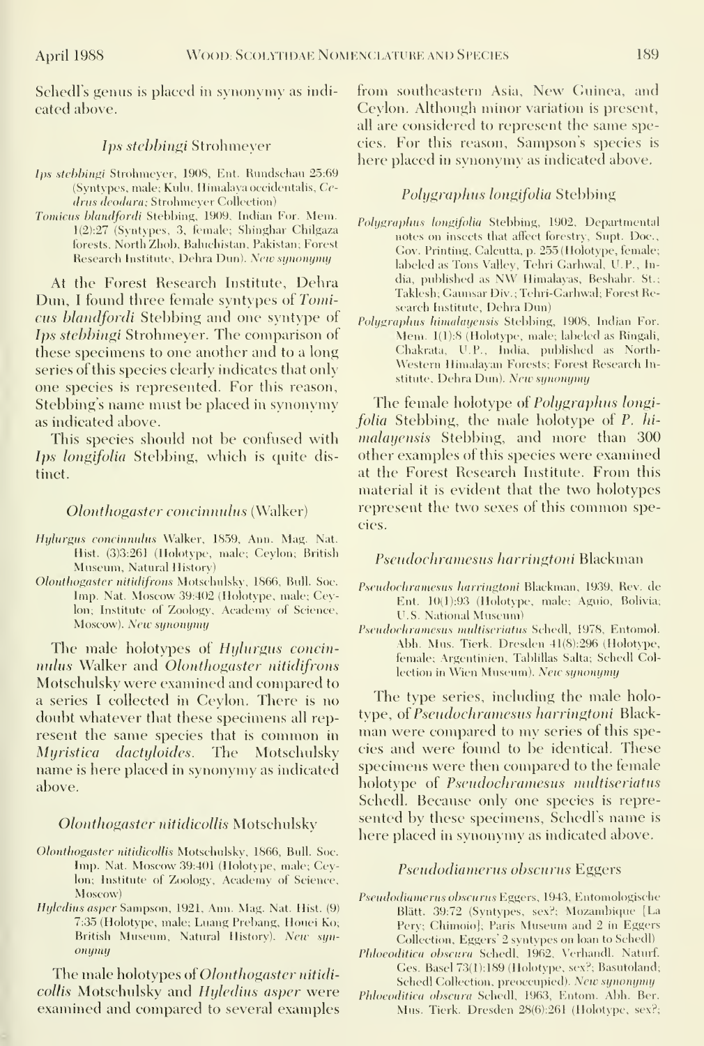Schedl's genus is placed in synonymy as indicated above.

### *Ips stebbingi* Strohmeyer

*Ips stebbingi* Strohmeyer, 1908, Ent. Rundschau 25:69 (Syntypes, male; Kulu, Himalaya occidentalis, *Cedrus deodara*; Strohmeyer Collection)

*Tomicus blandfordi* Stebbing, 1909, Indian For. Mem. 1(2):27 (Syntypes, 3, female; Shinghar Chilgaza forests, North Zhob, Baluchistan, Pakistan; Forest Research Institute, Dehra Dun). *New synonymy*

At the Forest Research Institute, Dehra Dun, I found three female syntypes of *Tomicus blandfordi* Stebbing and one syntype of *Ips stebbingi* Strohmeyer. The comparison of these specimens to one another and to a long series of this species clearly indicates that only one species is represented. For this reason, Stebbing's name must be placed in synonymy as indicated above.

This species should not be confused with *Ips longifolia* Stebbing, which is quite distinct.

### *Olonthogaster concinnulus* (Walker)

*Hylurgus concinnulus* Walker, 1859, Ann. Mag. Nat. Hist. (3)3:261 (Holotype, male; Ceylon; British Museum, Natural History)

*Olonthogaster nitidifrons* Motschulsky, 1866, Bull. Soc. Imp. Nat. Moscow 39:402 (Holotype, male; Ceylon; Institute of Zoology, Academy of Science, Moscow). *New synonymy*

The male holotypes of *Hylurgus concinnulus* Walker and *Olonthogaster nitidifrons* Motschulsky were examined and compared to a series I collected in Ceylon. There is no doubt whatever that these specimens all represent the same species that is common in *Myristica dactyloides*. The Motschulsky name is here placed in synonymy as indicated above.

### *Olonthogaster nitidicollis* Motschulsky

*Olonthogaster nitidicollis* Motschulsky, 1866, Bull. Soc. Imp. Nat. Moscow 39:401 (Holotype, male; Ceylon; Institute of Zoology, Academy of Science, Moscow)

*Hyledius asper* Sampson, 1921, Ann. Mag. Nat. Hist. (9) 7:35 (Holotype, male; Luang Prebang, Houei Ko; British Museum, Natural History). *New synonymy*

The male holotypes of *Olonthogaster nitidicollis* Motschulsky and *Hyledius asper* were examined and compared to several examples from southeastern Asia, New Guinea, and Ceylon. Although minor variation is present, all are considered to represent the same species. For this reason, Sampson's species is here placed in synonymy as indicated above.

### *Polygraphus longifolia* Stebbing

*Polygraphus longifolia* Stebbing, 1902, Departmental notes on insects that affect forestry, Supt. Doc., Gov. Printing, Calcutta, p. 255 (Holotype, female; labeled as Tons Valley, Tehri Garhwal, U.P., India, published as NW Himalayas, Beshahr. St.; Taklesh; Gaunsar Div.; Tehri-Garhwal; Forest Research Institute, Dehra Dun)

*Polygraphus himalayensis* Stebbing, 1908, Indian For. Mem. 1(1):8 (Holotype, male; labeled as Ringali, Chakrata, U.P., India, published as North-Western Himalayan Forests; Forest Research Institute, Dehra Dun). *New synonymy*

The female holotype of *Polygraphus longifolia* Stebbing, the male holotype of *P. himalayensis* Stebbing, and more than 300 other examples of this species were examined at the Forest Research Institute. From this material it is evident that the two holotypes represent the two sexes of this common species.

### *Pseudochramesus harringtoni* Blackman

*Pseudochramesus harringtoni* Blackman, 1939, Rev. de Ent. 10(1):93 (Holotype, male; Aguio, Bolivia; U.S. National Museum)

*Pseudochramesus multiseriatus* Schedl, 1978, Entomol. Abh. Mus. Tierk. Dresden 41(8):296 (Holotype, female; Argentinien, Tablillas Salta; Schedl Collection in Wien Museum). *New synonymy*

The type series, including the male holotype, of *Pseudochramesus harringtoni* Blackman were compared to my series of this species and were found to be identical. These specimens were then compared to the female holotype of *Pseudochramesus multiseriatus* Schedl. Because only one species is represented by these specimens, Schedl's name is here placed in synonymy as indicated above.

### *Pseudodiamerus obscurus* Eggers

*Pseudodiamerus obscurus* Eggers, 1943, Entomologische Blätt. 39:72 (Syntypes, sex?; Mozambique [La Pery; Chimoio]; Paris Museum and 2 in Eggers Collection, Eggers' 2 syntypes on loan to Schedl)

*Phloeoditica obscura* Schedl, 1962, Verhandl. Naturf. Ges. Basel 73(1):189 (Holotype, sex?; Basutoland; Schedl Collection, preoccupied). *New synonymy*

*Phloeoditica obscura* Schedl, 1963, Entom. Abh. Ber. Mus. Tierk. Dresden 28(6):261 (Holotype, sex?;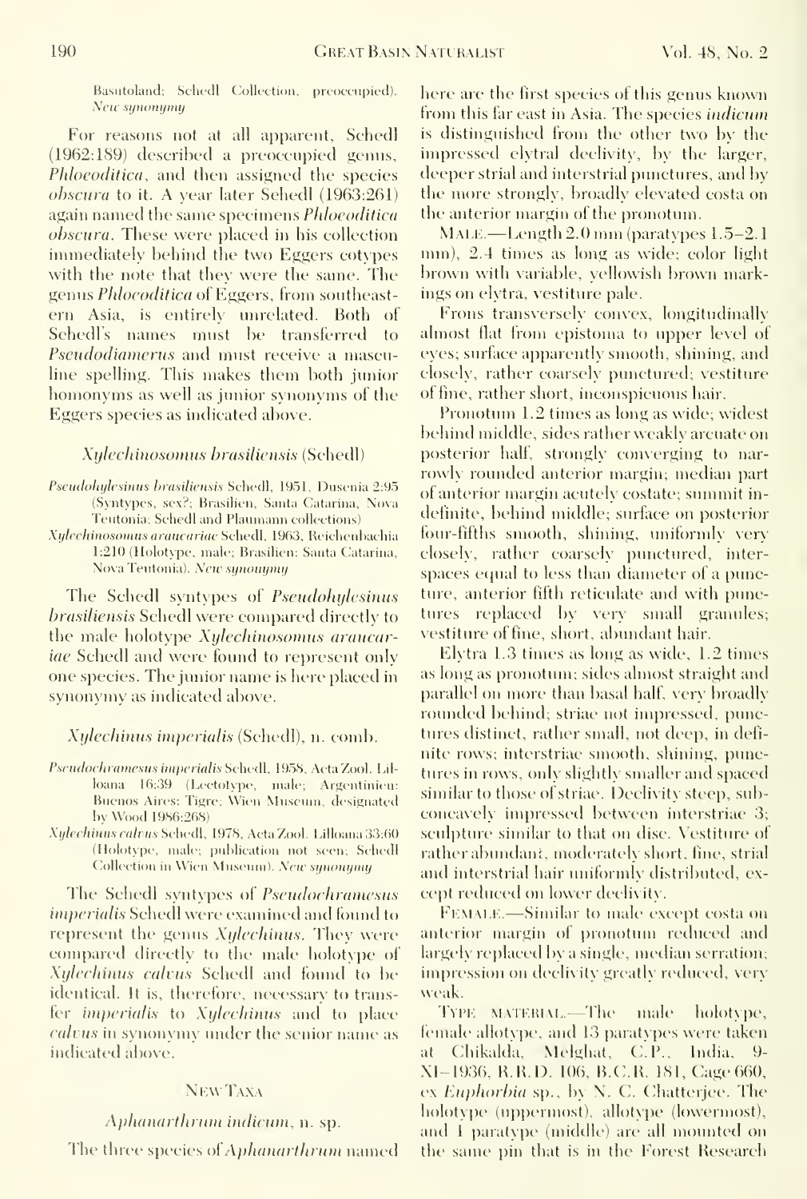Basutoland; Schedl Collection, preoccupied). *New synonymy*

For reasons not at all apparent, Schedl (1962:189) described a preoccupied genus, *Phloeoditica*, and then assigned the species *obscura* to it. A year later Schedl (1963:261) again named the same specimens *Phloeoditica obscura*. These were placed in his collection immediately behind the two Eggers cotypes with the note that they were the same. The genus *Phloeoditica* of Eggers, from southeastern Asia, is entirely unrelated. Both of Schedl's names must be transferred to *Pseudodiamerus* and must receive a masculine spelling. This makes them both junior homonyms as well as junior synonyms of the Eggers species as indicated above.

### *Xylechinosomus brasiliensis* (Schedl)

*Pseudohylesinus brasiliensis* Schedl, 1951, Dusenia 2:95 (Syntypes, sex?; Brasilien, Santa Catarina, Nova Teutonia; Schedl and Plaumann collections)

*Xylechinosomus araucariae* Schedl, 1963, Reichenbachia 1:210 (Holotype, male; Brasilien: Santa Catarina, Nova Teutonia). *New synonymy*

The Schedl syntypes of *Pseudohylesinus brasiliensis* Schedl were compared directly to the male holotype *Xylechinosomus araucariae* Schedl and were found to represent only one species. The junior name is here placed in synonymy as indicated above.

### *Xylechinus imperialis* (Schedl), n. comb.

*Pseudochramesus imperialis* Schedl, 1958, Acta Zool. Lilloana 16:39 (Lectotype, male; Argentinien: Buenos Aires: Tigre; Wien Museum, designated by Wood 1986:268)

*Xylechinus calvus* Schedl, 1978, Acta Zool. Lilloana 33:60 (Holotype, male; publication not seen; Schedl Collection in Wien Museum). *New synonymy*

The Schedl syntypes of *Pseudochramesus imperialis* Schedl were examined and found to represent the genus *Xylechinus*. They were compared directly to the male holotype of *Xylechinus calvus* Schedl and found to be identical. It is, therefore, necessary to transfer *imperialis* to *Xylechinus* and to place *calvus* in synonymy under the senior name as indicated above.

## New Taxa

### *Aphanarthrum indicum*, n. sp.

The three species of *Aphanarthrum* named here are the first species of this genus known from this far east in Asia. The species *indicum* is distinguished from the other two by the impressed elytral declivity, by the larger, deeper strial and interstrial punctures, and by the more strongly, broadly elevated costa on the anterior margin of the pronotum.

Male.—Length 2.0 mm (paratypes 1.5–2.1 mm), 2.4 times as long as wide; color light brown with variable, yellowish brown markings on elytra, vestiture pale.

Frons transversely convex, longitudinally almost flat from epistoma to upper level of eyes; surface apparently smooth, shining, and closely, rather coarsely punctured; vestiture of fine, rather short, inconspicuous hair.

Pronotum 1.2 times as long as wide; widest behind middle, sides rather weakly arcuate on posterior half, strongly converging to narrowly rounded anterior margin; median part of anterior margin acutely costate; summit indefinite, behind middle; surface on posterior four-fifths smooth, shining, uniformly very closely, rather coarsely punctured, interspaces equal to less than diameter of a puncture, anterior fifth reticulate and with punctures replaced by very small granules; vestiture of fine, short, abundant hair.

Elytra 1.3 times as long as wide, 1.2 times as long as pronotum; sides almost straight and parallel on more than basal half, very broadly rounded behind; striae not impressed, punctures distinct, rather small, not deep, in definite rows; interstriae smooth, shining, punctures in rows, only slightly smaller and spaced similar to those of striae. Declivity steep, subconcavely impressed between interstriae 3; sculpture similar to that on disc. Vestiture of rather abundant, moderately short, fine, strial and interstrial hair uniformly distributed, except reduced on lower declivity.

Female.—Similar to male except costa on anterior margin of pronotum reduced and largely replaced by a single, median serration; impression on declivity greatly reduced, very weak.

Type material.—The male holotype, female allotype, and 13 paratypes were taken at Chikalda, Melghat, C.P., India, 9-XI-1936, R.R.D. 106, B.C.R. 181, Cage 660, ex *Euphorbia* sp., by N. C. Chatterjee. The holotype (uppermost), allotype (lowermost), and 1 paratype (middle) are all mounted on the same pin that is in the Forest Research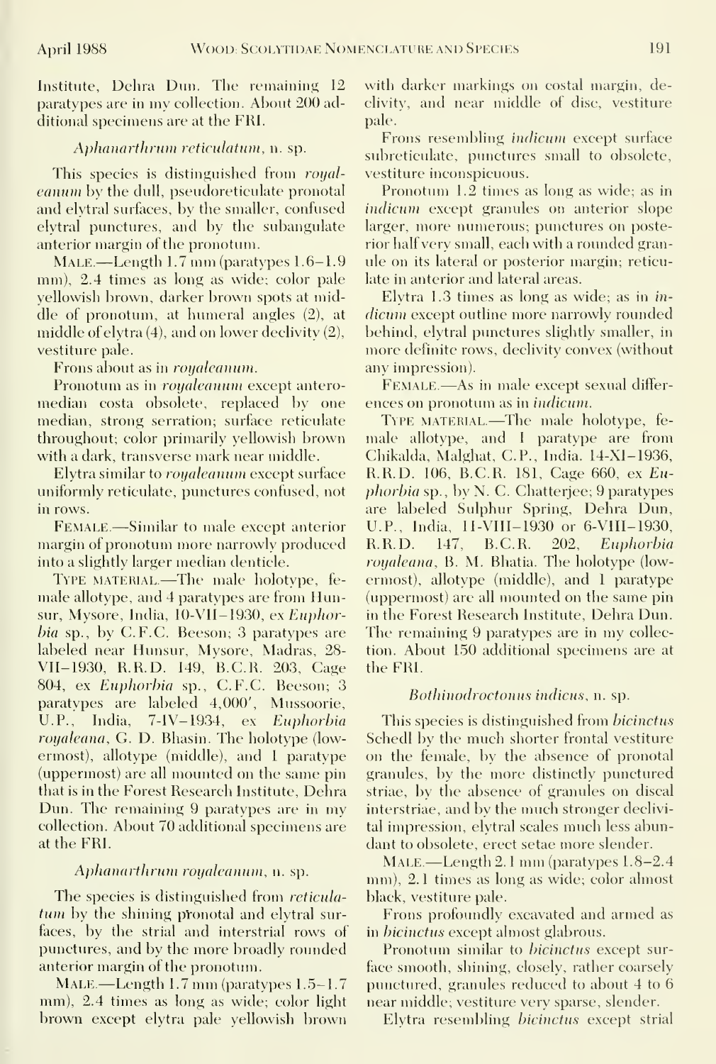Institute, Dehra Dun. The remaining 12 paratypes are in my collection. About 200 additional specimens are at the FRI.

### *Aphanarthrum reticulatum*, n. sp.

This species is distinguished from *royaleanum* by the dull, pseudoreticulate pronotal and elytral surfaces, by the smaller, confused elytral punctures, and by the subangulate anterior margin of the pronotum.

MALE.—Length 1.7 mm (paratypes 1.6–1.9 mm), 2.4 times as long as wide; color pale yellowish brown, darker brown spots at middle of pronotum, at humeral angles (2), at middle of elytra (4), and on lower declivity (2), vestiture pale.

Frons about as in *royaleanum*.

Pronotum as in *royaleanum* except anteromedian costa obsolete, replaced by one median, strong serration; surface reticulate throughout; color primarily yellowish brown with a dark, transverse mark near middle.

Elytra similar to *royaleanum* except surface uniformly reticulate, punctures confused, not in rows.

FEMALE.—Similar to male except anterior margin of pronotum more narrowly produced into a slightly larger median denticle.

TYPE MATERIAL.—The male holotype, female allotype, and 4 paratypes are from Hunsur, Mysore, India, 10-VII–1930, ex *Euphorbia* sp., by C.F.C. Beeson; 3 paratypes are labeled near Hunsur, Mysore, Madras, 28-VII–1930, R.R.D. 149, B.C.R. 203, Cage 804, ex *Euphorbia* sp., C.F.C. Beeson; 3 paratypes are labeled 4,000′, Mussoorie, U.P., India, 7-IV–1934, ex *Euphorbia royaleana*, G. D. Bhasin. The holotype (lowermost), allotype (middle), and 1 paratype (uppermost) are all mounted on the same pin that is in the Forest Research Institute, Dehra Dun. The remaining 9 paratypes are in my collection. About 70 additional specimens are at the FRI.

### *Aphanarthrum royaleanum*, n. sp.

The species is distinguished from *reticulatum* by the shining pronotal and elytral surfaces, by the strial and interstrial rows of punctures, and by the more broadly rounded anterior margin of the pronotum.

MALE.—Length 1.7 mm (paratypes 1.5–1.7 mm), 2.4 times as long as wide; color light brown except elytra pale yellowish brown with darker markings on costal margin, declivity, and near middle of disc, vestiture pale.

Frons resembling *indicum* except surface subreticulate, punctures small to obsolete, vestiture inconspicuous.

Pronotum 1.2 times as long as wide; as in *indicum* except granules on anterior slope larger, more numerous; punctures on posterior half very small, each with a rounded granule on its lateral or posterior margin; reticulate in anterior and lateral areas.

Elytra 1.3 times as long as wide; as in *indicum* except outline more narrowly rounded behind, elytral punctures slightly smaller, in more definite rows, declivity convex (without any impression).

FEMALE.—As in male except sexual differences on pronotum as in *indicum*.

TYPE MATERIAL.—The male holotype, female allotype, and 1 paratype are from Chikalda, Malghat, C.P., India. 14-XI–1936, R.R.D. 106, B.C.R. 181, Cage 660, ex *Euphorbia* sp., by N. C. Chatterjee; 9 paratypes are labeled Sulphur Spring, Dehra Dun, U.P., India, 11-VIII–1930 or 6-VIII–1930, R.R.D. 147, B.C.R. 202, *Euphorbia royaleana*, B. M. Bhatia. The holotype (lowermost), allotype (middle), and 1 paratype (uppermost) are all mounted on the same pin in the Forest Research Institute, Dehra Dun. The remaining 9 paratypes are in my collection. About 150 additional specimens are at the FRI.

### *Bothinodroctonus indicus*, n. sp.

This species is distinguished from *bicinctus* Schedl by the much shorter frontal vestiture on the female, by the absence of pronotal granules, by the more distinctly punctured striae, by the absence of granules on discal interstriae, and by the much stronger declivital impression, elytral scales much less abundant to obsolete, erect setae more slender.

MALE.—Length 2.1 mm (paratypes 1.8–2.4 mm), 2.1 times as long as wide; color almost black, vestiture pale.

Frons profoundly excavated and armed as in *bicinctus* except almost glabrous.

Pronotum similar to *bicinctus* except surface smooth, shining, closely, rather coarsely punctured, granules reduced to about 4 to 6 near middle; vestiture very sparse, slender.

Elytra resembling *bicinctus* except strial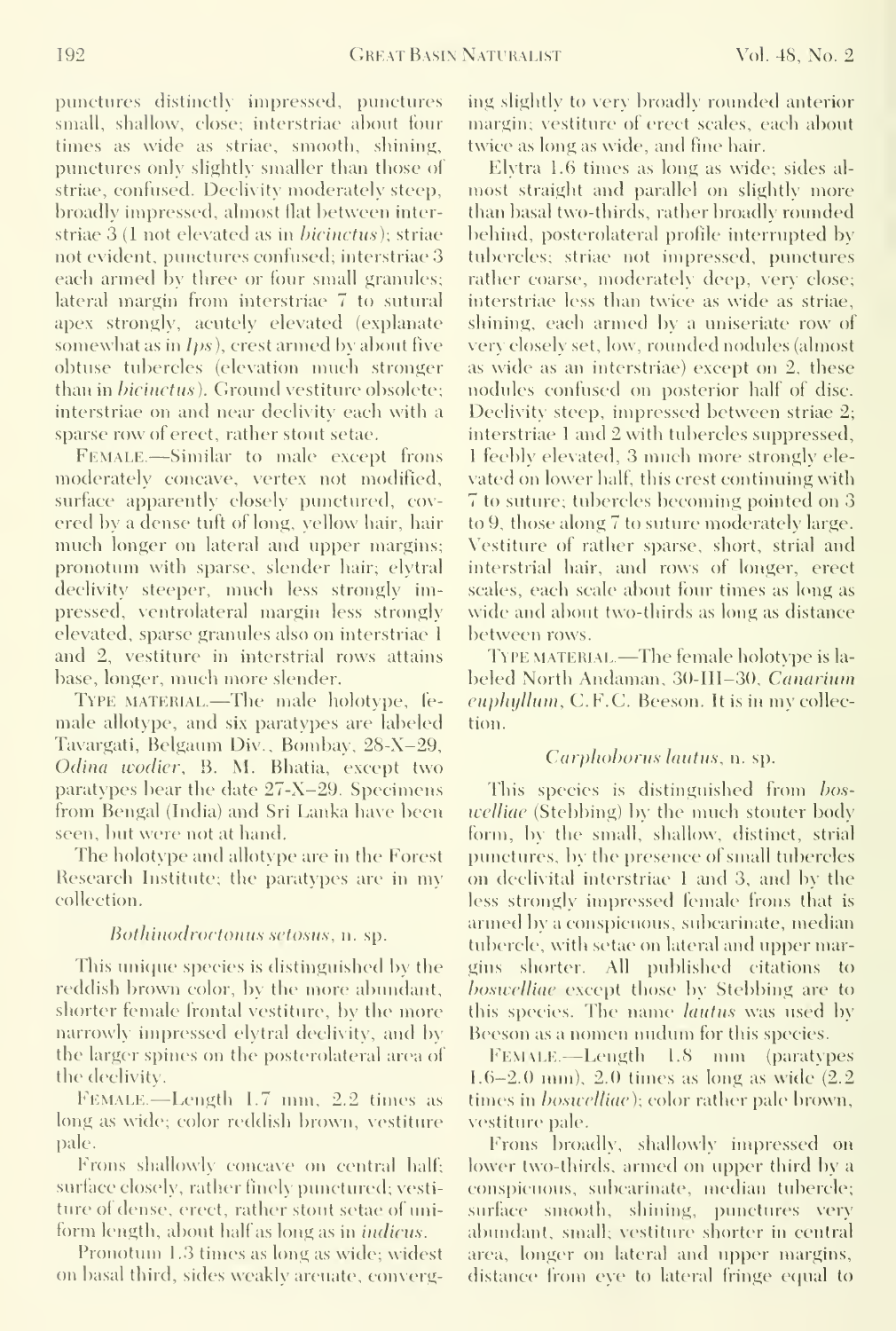punctures distinctly impressed, punctures small, shallow, close; interstriae about four times as wide as striae, smooth, shining, punctures only slightly smaller than those of striae, confused. Declivity moderately steep, broadly impressed, almost flat between interstriae 3 (1 not elevated as in *bicinctus*); striae not evident, punctures confused; interstriae 3 each armed by three or four small granules; lateral margin from interstriae 7 to sutural apex strongly, acutely elevated (explanate somewhat as in *Ips*), crest armed by about five obtuse tubercles (elevation much stronger than in *bicinctus*). Ground vestiture obsolete; interstriae on and near declivity each with a sparse row of erect, rather stout setae.

FEMALE.—Similar to male except frons moderately concave, vertex not modified, surface apparently closely punctured, covered by a dense tuft of long, yellow hair, hair much longer on lateral and upper margins; pronotum with sparse, slender hair; elytral declivity steeper, much less strongly impressed, ventrolateral margin less strongly elevated, sparse granules also on interstriae 1 and 2, vestiture in interstrial rows attains base, longer, much more slender.

TYPE MATERIAL.—The male holotype, female allotype, and six paratypes are labeled Tavargati, Belgaum Div., Bombay, 28-X-29, *Odina wodier*, B. M. Bhatia, except two paratypes bear the date 27-X-29. Specimens from Bengal (India) and Sri Lanka have been seen, but were not at hand.

The holotype and allotype are in the Forest Research Institute; the paratypes are in my collection.

### *Bothinodroctonus setosus*, n. sp.

This unique species is distinguished by the reddish brown color, by the more abundant, shorter female frontal vestiture, by the more narrowly impressed elytral declivity, and by the larger spines on the posterolateral area of the declivity.

FEMALE.—Length 1.7 mm, 2.2 times as long as wide; color reddish brown, vestiture pale.

Frons shallowly concave on central half; surface closely, rather finely punctured; vestiture of dense, erect, rather stout setae of uniform length, about half as long as in *indicus*.

Pronotum 1.3 times as long as wide; widest on basal third, sides weakly arcuate, converging slightly to very broadly rounded anterior margin; vestiture of erect scales, each about twice as long as wide, and fine hair.

Elytra 1.6 times as long as wide; sides almost straight and parallel on slightly more than basal two-thirds, rather broadly rounded behind, posterolateral profile interrupted by tubercles; striae not impressed, punctures rather coarse, moderately deep, very close; interstriae less than twice as wide as striae, shining, each armed by a uniseriate row of very closely set, low, rounded nodules (almost as wide as an interstriae) except on 2, these nodules confused on posterior half of disc. Declivity steep, impressed between striae 2; interstriae 1 and 2 with tubercles suppressed, 1 feebly elevated, 3 much more strongly elevated on lower half, this crest continuing with 7 to suture; tubercles becoming pointed on 3 to 9, those along 7 to suture moderately large. Vestiture of rather sparse, short, strial and interstrial hair, and rows of longer, erect scales, each scale about four times as long as wide and about two-thirds as long as distance between rows.

TYPE MATERIAL.—The female holotype is labeled North Andaman, 30-III-30, *Canarium euphyllum*, C.F.C. Beeson. It is in my collection.

### *Carphoborus lautus*, n. sp.

This species is distinguished from *boswelliae* (Stebbing) by the much stouter body form, by the small, shallow, distinct, strial punctures, by the presence of small tubercles on declivital interstriae 1 and 3, and by the less strongly impressed female frons that is armed by a conspicuous, subcarinate, median tubercle, with setae on lateral and upper margins shorter. All published citations to *boswelliae* except those by Stebbing are to this species. The name *lautus* was used by Beeson as a nomen nudum for this species.

FEMALE.—Length 1.8 mm (paratypes 1.6–2.0 mm), 2.0 times as long as wide (2.2 times in *boswelliae*); color rather pale brown, vestiture pale.

Frons broadly, shallowly impressed on lower two-thirds, armed on upper third by a conspicuous, subcarinate, median tubercle; surface smooth, shining, punctures very abundant, small; vestiture shorter in central area, longer on lateral and upper margins, distance from eye to lateral fringe equal to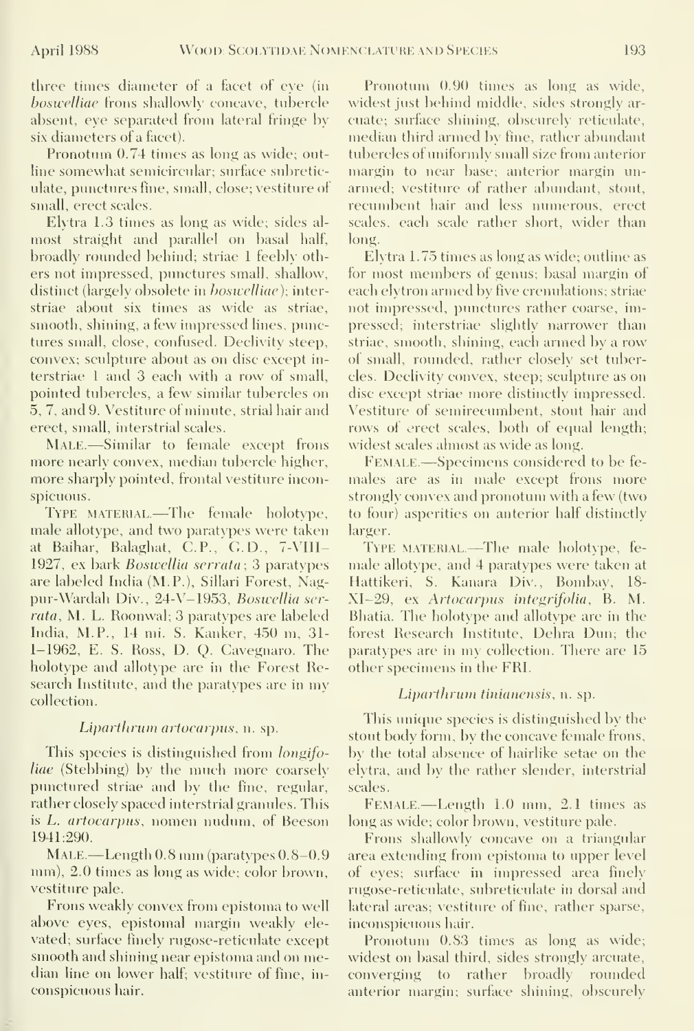three times diameter of a facet of eye (in *boswelliae* frons shallowly concave, tubercle absent, eye separated from lateral fringe by six diameters of a facet).

Pronotum 0.74 times as long as wide; outline somewhat semicircular; surface subreticulate, punctures fine, small, close; vestiture of small, erect scales.

Elytra 1.3 times as long as wide; sides almost straight and parallel on basal half, broadly rounded behind; striae 1 feebly others not impressed, punctures small, shallow, distinct (largely obsolete in *boswelliae*); interstriae about six times as wide as striae, smooth, shining, a few impressed lines, punctures small, close, confused. Declivity steep, convex; sculpture about as on disc except interstriae 1 and 3 each with a row of small, pointed tubercles, a few similar tubercles on 5, 7, and 9. Vestiture of minute, strial hair and erect, small, interstrial scales.

MALE.—Similar to female except frons more nearly convex, median tubercle higher, more sharply pointed, frontal vestiture inconspicuous.

TYPE MATERIAL.—The female holotype, male allotype, and two paratypes were taken at Baihar, Balaghat, C.P., G.D., 7-VIII-1927, ex bark *Boswellia serrata*; 3 paratypes are labeled India (M.P.), Sillari Forest, Nagpur-Wardah Div., 24-V-1953, *Boswellia serrata*, M. L. Roonwal; 3 paratypes are labeled India, M.P., 14 mi. S. Kanker, 450 m, 31-I-1962, E. S. Ross, D. Q. Cavegnaro. The holotype and allotype are in the Forest Research Institute, and the paratypes are in my collection.

### *Liparthrum artocarpus*, n. sp.

This species is distinguished from *longifoliae* (Stebbing) by the much more coarsely punctured striae and by the fine, regular, rather closely spaced interstrial granules. This is *L. artocarpus*, nomen nudum, of Beeson 1941:290.

MALE.—Length 0.8 mm (paratypes 0.8–0.9 mm), 2.0 times as long as wide; color brown, vestiture pale.

Frons weakly convex from epistoma to well above eyes, epistomal margin weakly elevated; surface finely rugose-reticulate except smooth and shining near epistoma and on median line on lower half; vestiture of fine, inconspicuous hair.

Pronotum 0.90 times as long as wide, widest just behind middle, sides strongly arcuate; surface shining, obscurely reticulate, median third armed by fine, rather abundant tubercles of uniformly small size from anterior margin to near base; anterior margin unarmed; vestiture of rather abundant, stout, recumbent hair and less numerous, erect scales, each scale rather short, wider than long.

Elytra 1.75 times as long as wide; outline as for most members of genus; basal margin of each elytron armed by five crenulations; striae not impressed, punctures rather coarse, impressed; interstriae slightly narrower than striae, smooth, shining, each armed by a row of small, rounded, rather closely set tubercles. Declivity convex, steep; sculpture as on disc except striae more distinctly impressed. Vestiture of semirecumbent, stout hair and rows of erect scales, both of equal length; widest scales almost as wide as long.

FEMALE.—Specimens considered to be females are as in male except frons more strongly convex and pronotum with a few (two to four) asperities on anterior half distinctly larger.

TYPE MATERIAL.—The male holotype, female allotype, and 4 paratypes were taken at Hattikeri, S. Kanara Div., Bombay, 18-XI-29, ex *Artocarpus integrifolia*, B. M. Bhatia. The holotype and allotype are in the Forest Research Institute, Dehra Dun; the paratypes are in my collection. There are 15 other specimens in the FRI.

### *Liparthrum tinianensis*, n. sp.

This unique species is distinguished by the stout body form, by the concave female frons, by the total absence of hairlike setae on the elytra, and by the rather slender, interstrial scales.

FEMALE.—Length 1.0 mm, 2.1 times as long as wide; color brown, vestiture pale.

Frons shallowly concave on a triangular area extending from epistoma to upper level of eyes; surface in impressed area finely rugose-reticulate, subreticulate in dorsal and lateral areas; vestiture of fine, rather sparse, inconspicuous hair.

Pronotum 0.83 times as long as wide; widest on basal third, sides strongly arcuate, converging to rather broadly rounded anterior margin; surface shining, obscurely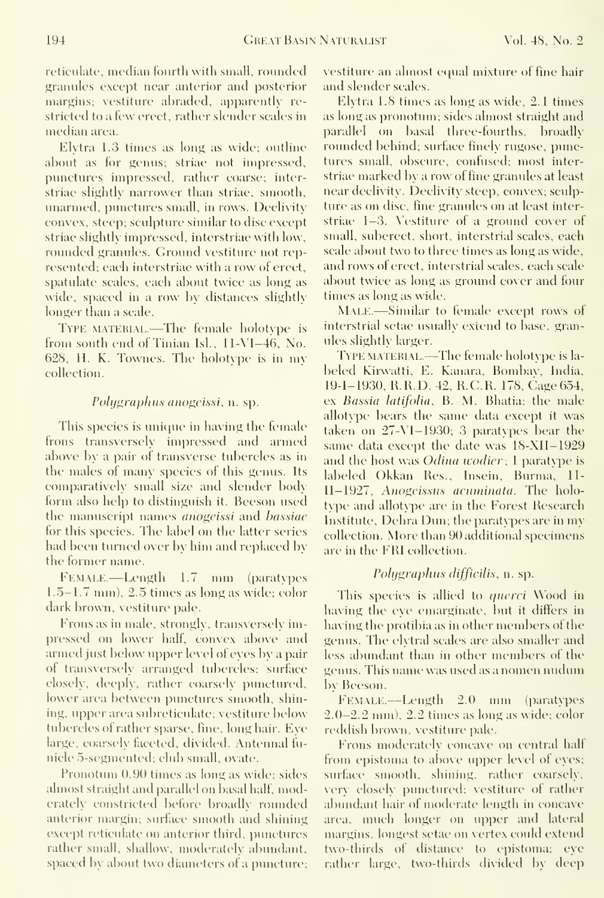reticulate, median fourth with small, rounded granules except near anterior and posterior margins; vestiture abraded, apparently restricted to a few erect, rather slender scales in median area.

Elytra 1.3 times as long as wide; outline about as for genus; striae not impressed, punctures impressed, rather coarse; interstriae slightly narrower than striae, smooth, unarmed, punctures small, in rows. Declivity convex, steep; sculpture similar to disc except striae slightly impressed, interstriae with low, rounded granules. Ground vestiture not represented; each interstriae with a row of erect, spatulate scales, each about twice as long as wide, spaced in a row by distances slightly longer than a scale.

Type material.—The female holotype is from south end of Tinian Isl., 11-VI-46, No. 628, H. K. Townes. The holotype is in my collection.

### *Polygraphus anogeissi*, n. sp.

This species is unique in having the female frons transversely impressed and armed above by a pair of transverse tubercles as in the males of many species of this genus. Its comparatively small size and slender body form also help to distinguish it. Beeson used the manuscript names *anogeissi* and *bassiae* for this species. The label on the latter series had been turned over by him and replaced by the former name.

Female.—Length 1.7 mm (paratypes 1.5–1.7 mm), 2.5 times as long as wide; color dark brown, vestiture pale.

Frons as in male, strongly, transversely impressed on lower half, convex above and armed just below upper level of eyes by a pair of transversely arranged tubercles; surface closely, deeply, rather coarsely punctured, lower area between punctures smooth, shining, upper area subreticulate; vestiture below tubercles of rather sparse, fine, long hair. Eye large, coarsely faceted, divided. Antennal funicle 5-segmented; club small, ovate.

Pronotum 0.90 times as long as wide; sides almost straight and parallel on basal half, moderately constricted before broadly rounded anterior margin; surface smooth and shining except reticulate on anterior third, punctures rather small, shallow, moderately abundant, spaced by about two diameters of a puncture; vestiture an almost equal mixture of fine hair and slender scales.

Elytra 1.8 times as long as wide, 2.1 times as long as pronotum; sides almost straight and parallel on basal three-fourths, broadly rounded behind; surface finely rugose, punctures small, obscure, confused; most interstriae marked by a row of fine granules at least near declivity. Declivity steep, convex; sculpture as on disc, fine granules on at least interstriae 1–3. Vestiture of a ground cover of small, suberect, short, interstrial scales, each scale about two to three times as long as wide, and rows of erect, interstrial scales, each scale about twice as long as ground cover and four times as long as wide.

Male.—Similar to female except rows of interstrial setae usually extend to base, granules slightly larger.

Type material.—The female holotype is labeled Kirwatti, E. Kanara, Bombay, India, 19-I-1930, R.R.D. 42, R.C.R. 178, Cage 654, ex *Bassia latifolia*, B. M. Bhatia; the male allotype bears the same data except it was taken on 27-VI-1930; 3 paratypes bear the same data except the date was 18-XII-1929 and the host was *Odina wodier*; 1 paratype is labeled Okkan Res., Insein, Burma, 11-II-1927, *Anogeissus acuminata*. The holotype and allotype are in the Forest Research Institute, Dehra Dun; the paratypes are in my collection. More than 90 additional specimens are in the FRI collection.

### *Polygraphus difficilis*, n. sp.

This species is allied to *querci* Wood in having the eye emarginate, but it differs in having the protibia as in other members of the genus. The elytral scales are also smaller and less abundant than in other members of the genus. This name was used as a nomen nudum by Beeson.

Female.—Length 2.0 mm (paratypes 2.0–2.2 mm), 2.2 times as long as wide; color reddish brown, vestiture pale.

Frons moderately concave on central half from epistoma to above upper level of eyes; surface smooth, shining, rather coarsely, very closely punctured; vestiture of rather abundant hair of moderate length in concave area, much longer on upper and lateral margins, longest setae on vertex could extend two-thirds of distance to epistoma; eye rather large, two-thirds divided by deep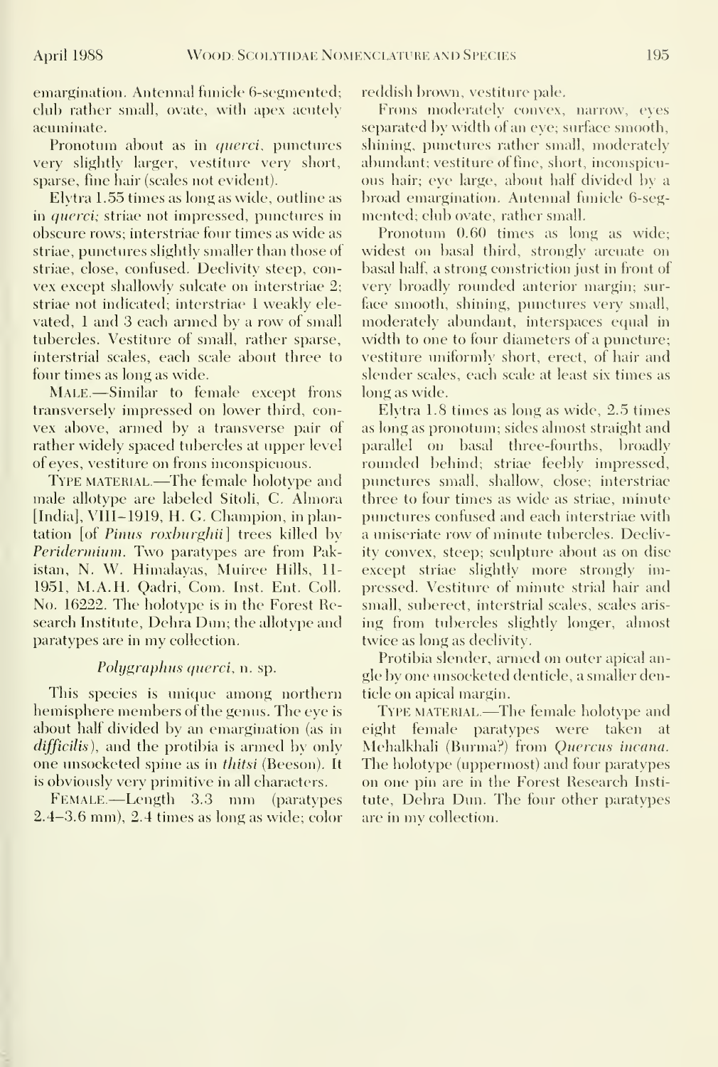emargination. Antennal funicle 6-segmented; club rather small, ovate, with apex acutely acuminate.

Pronotum about as in *querci*, punctures very slightly larger, vestiture very short, sparse, fine hair (scales not evident).

Elytra 1.55 times as long as wide, outline as in *querci;* striae not impressed, punctures in obscure rows; interstriae four times as wide as striae, punctures slightly smaller than those of striae, close, confused. Declivity steep, convex except shallowly sulcate on interstriae 2; striae not indicated; interstriae 1 weakly elevated, 1 and 3 each armed by a row of small tubercles. Vestiture of small, rather sparse, interstrial scales, each scale about three to four times as long as wide.

MALE.—Similar to female except frons transversely impressed on lower third, convex above, armed by a transverse pair of rather widely spaced tubercles at upper level of eyes, vestiture on frons inconspicuous.

TYPE MATERIAL.—The female holotype and male allotype are labeled Sitoli, C. Almora [India], VIII–1919, H. G. Champion, in plantation [of *Pinus roxburghii*] trees killed by *Peridermium*. Two paratypes are from Pakistan, N. W. Himalayas, Muiree Hills, 11-1951, M.A.H. Qadri, Com. Inst. Ent. Coll. No. 16222. The holotype is in the Forest Research Institute, Dehra Dun; the allotype and paratypes are in my collection.

### *Polygraphus querci*, n. sp.

This species is unique among northern hemisphere members of the genus. The eye is about half divided by an emargination (as in *difficilis*), and the protibia is armed by only one unsocketed spine as in *thitsi* (Beeson). It is obviously very primitive in all characters.

FEMALE.—Length 3.3 mm (paratypes 2.4–3.6 mm), 2.4 times as long as wide; color reddish brown, vestiture pale.

Frons moderately convex, narrow, eyes separated by width of an eye; surface smooth, shining, punctures rather small, moderately abundant; vestiture of fine, short, inconspicuous hair; eye large, about half divided by a broad emargination. Antennal funicle 6-segmented; club ovate, rather small.

Pronotum 0.60 times as long as wide; widest on basal third, strongly arcuate on basal half, a strong constriction just in front of very broadly rounded anterior margin; surface smooth, shining, punctures very small, moderately abundant, interspaces equal in width to one to four diameters of a puncture; vestiture uniformly short, erect, of hair and slender scales, each scale at least six times as long as wide.

Elytra 1.8 times as long as wide, 2.5 times as long as pronotum; sides almost straight and parallel on basal three-fourths, broadly rounded behind; striae feebly impressed, punctures small, shallow, close; interstriae three to four times as wide as striae, minute punctures confused and each interstriae with a uniseriate row of minute tubercles. Declivity convex, steep; sculpture about as on disc except striae slightly more strongly impressed. Vestiture of minute strial hair and small, suberect, interstrial scales, scales arising from tubercles slightly longer, almost twice as long as declivity.

Protibia slender, armed on outer apical angle by one unsocketed denticle, a smaller denticle on apical margin.

TYPE MATERIAL.—The female holotype and eight female paratypes were taken at Mehalkhali (Burma?) from *Quercus incana*. The holotype (uppermost) and four paratypes on one pin are in the Forest Research Institute, Dehra Dun. The four other paratypes are in my collection.